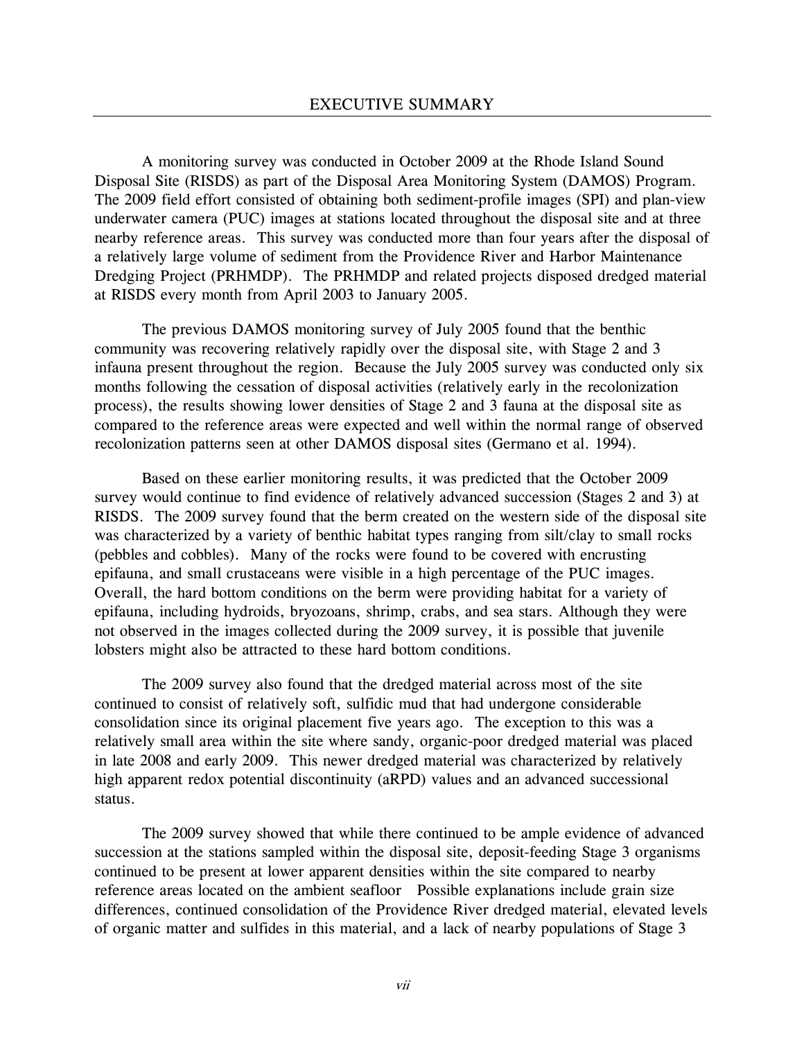# EXECUTIVE SUMMARY

A monitoring survey was conducted in October 2009 at the Rhode Island Sound Disposal Site (RISDS) as part of the Disposal Area Monitoring System (DAMOS) Program. The 2009 field effort consisted of obtaining both sediment-profile images (SPI) and plan-view underwater camera (PUC) images at stations located throughout the disposal site and at three nearby reference areas. This survey was conducted more than four years after the disposal of a relatively large volume of sediment from the Providence River and Harbor Maintenance Dredging Project (PRHMDP). The PRHMDP and related projects disposed dredged material at RISDS every month from April 2003 to January 2005.

The previous DAMOS monitoring survey of July 2005 found that the benthic community was recovering relatively rapidly over the disposal site, with Stage 2 and 3 infauna present throughout the region. Because the July 2005 survey was conducted only six months following the cessation of disposal activities (relatively early in the recolonization process), the results showing lower densities of Stage 2 and 3 fauna at the disposal site as compared to the reference areas were expected and well within the normal range of observed recolonization patterns seen at other DAMOS disposal sites (Germano et al. 1994).

Based on these earlier monitoring results, it was predicted that the October 2009 survey would continue to find evidence of relatively advanced succession (Stages 2 and 3) at RISDS. The 2009 survey found that the berm created on the western side of the disposal site was characterized by a variety of benthic habitat types ranging from silt/clay to small rocks (pebbles and cobbles). Many of the rocks were found to be covered with encrusting epifauna, and small crustaceans were visible in a high percentage of the PUC images. Overall, the hard bottom conditions on the berm were providing habitat for a variety of epifauna, including hydroids, bryozoans, shrimp, crabs, and sea stars. Although they were not observed in the images collected during the 2009 survey, it is possible that juvenile lobsters might also be attracted to these hard bottom conditions.

The 2009 survey also found that the dredged material across most of the site continued to consist of relatively soft, sulfidic mud that had undergone considerable consolidation since its original placement five years ago. The exception to this was a relatively small area within the site where sandy, organic-poor dredged material was placed in late 2008 and early 2009. This newer dredged material was characterized by relatively high apparent redox potential discontinuity (aRPD) values and an advanced successional status.

The 2009 survey showed that while there continued to be ample evidence of advanced succession at the stations sampled within the disposal site, deposit-feeding Stage 3 organisms continued to be present at lower apparent densities within the site compared to nearby reference areas located on the ambient seafloor Possible explanations include grain size differences, continued consolidation of the Providence River dredged material, elevated levels of organic matter and sulfides in this material, and a lack of nearby populations of Stage 3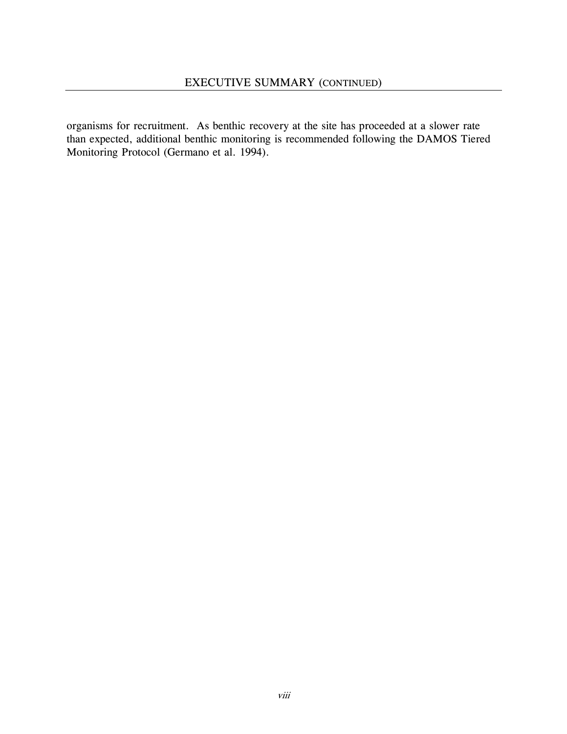organisms for recruitment. As benthic recovery at the site has proceeded at a slower rate than expected, additional benthic monitoring is recommended following the DAMOS Tiered Monitoring Protocol (Germano et al. 1994).